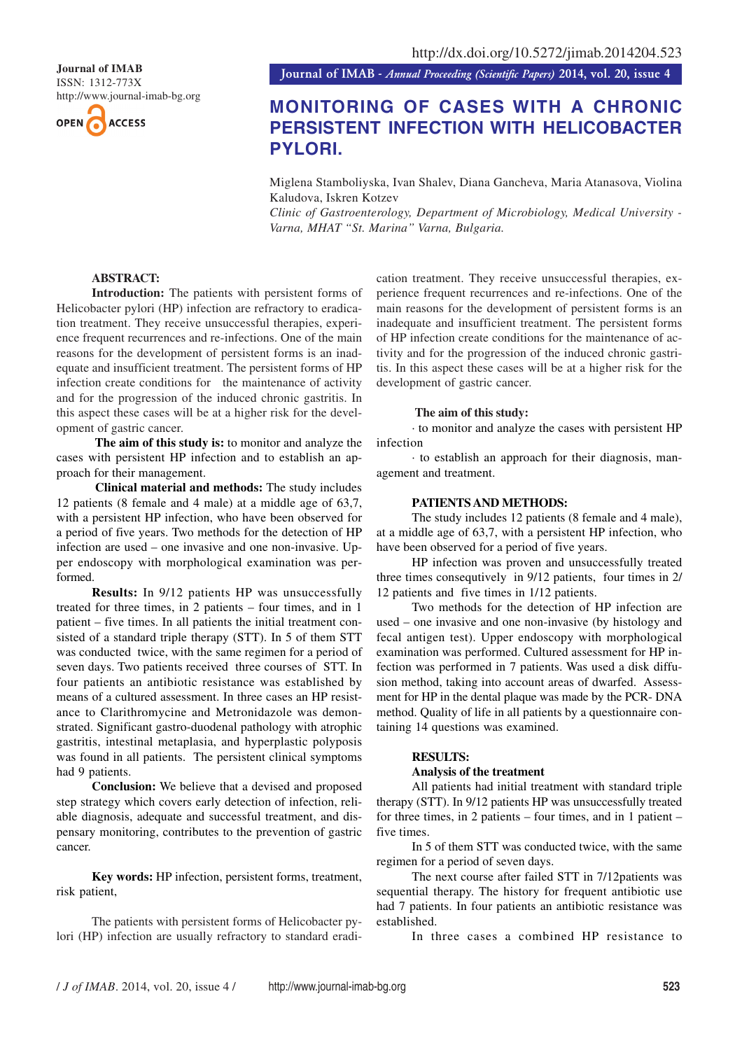Journal of IMAB
ISSN: 1312-773X
http://www.journal-imab-bg.org

http://dx.doi.org/10.5272/jimab.2014204.523

# MONITORING OF CASES WITH A CHRONIC PERSISTENT INFECTION WITH HELICOBACTER PYLORI.

Miglena Stamboliyska, Ivan Shalev, Diana Gancheva, Maria Atanasova, Violina Kaludova, Iskren Kotzev

*Clinic of Gastroenterology, Department of Microbiology, Medical University - Varna, MHAT "St. Marina" Varna, Bulgaria.*

**ABSTRACT:**

**Introduction:** The patients with persistent forms of Helicobacter pylori (HP) infection are refractory to eradication treatment. They receive unsuccessful therapies, experience frequent recurrences and re-infections. One of the main reasons for the development of persistent forms is an inadequate and insufficient treatment. The persistent forms of HP infection create conditions for the maintenance of activity and for the progression of the induced chronic gastritis. In this aspect these cases will be at a higher risk for the development of gastric cancer.

**The aim of this study is:** to monitor and analyze the cases with persistent HP infection and to establish an approach for their management.

**Clinical material and methods:** The study includes 12 patients (8 female and 4 male) at a middle age of 63,7, with a persistent HP infection, who have been observed for a period of five years. Two methods for the detection of HP infection are used – one invasive and one non-invasive. Upper endoscopy with morphological examination was performed.

**Results:** In 9/12 patients HP was unsuccessfully treated for three times, in 2 patients – four times, and in 1 patient – five times. In all patients the initial treatment consisted of a standard triple therapy (STT). In 5 of them STT was conducted twice, with the same regimen for a period of seven days. Two patients received three courses of STT. In four patients an antibiotic resistance was established by means of a cultured assessment. In three cases an HP resistance to Clarithromycine and Metronidazole was demonstrated. Significant gastro-duodenal pathology with atrophic gastritis, intestinal metaplasia, and hyperplastic polyposis was found in all patients. The persistent clinical symptoms had 9 patients.

**Conclusion:** We believe that a devised and proposed step strategy which covers early detection of infection, reliable diagnosis, adequate and successful treatment, and dispensary monitoring, contributes to the prevention of gastric cancer.

**Key words:** HP infection, persistent forms, treatment, risk patient,

The patients with persistent forms of Helicobacter pylori (HP) infection are usually refractory to standard eradication treatment. They receive unsuccessful therapies, experience frequent recurrences and re-infections. One of the main reasons for the development of persistent forms is an inadequate and insufficient treatment. The persistent forms of HP infection create conditions for the maintenance of activity and for the progression of the induced chronic gastritis. In this aspect these cases will be at a higher risk for the development of gastric cancer.

**The aim of this study:**

- to monitor and analyze the cases with persistent HP infection
- to establish an approach for their diagnosis, management and treatment.

## PATIENTS AND METHODS:

The study includes 12 patients (8 female and 4 male), at a middle age of 63,7, with a persistent HP infection, who have been observed for a period of five years.

HP infection was proven and unsuccessfully treated three times consequtively in 9/12 patients, four times in 2/12 patients and five times in 1/12 patients.

Two methods for the detection of HP infection are used – one invasive and one non-invasive (by histology and fecal antigen test). Upper endoscopy with morphological examination was performed. Cultured assessment for HP infection was performed in 7 patients. Was used a disk diffusion method, taking into account areas of dwarfed. Assessment for HP in the dental plaque was made by the PCR- DNA method. Quality of life in all patients by a questionnaire containing 14 questions was examined.

## RESULTS:

### Analysis of the treatment

All patients had initial treatment with standard triple therapy (STT). In 9/12 patients HP was unsuccessfully treated for three times, in 2 patients – four times, and in 1 patient – five times.

In 5 of them STT was conducted twice, with the same regimen for a period of seven days.

The next course after failed STT in 7/12patients was sequential therapy. The history for frequent antibiotic use had 7 patients. In four patients an antibiotic resistance was established.

In three cases a combined HP resistance to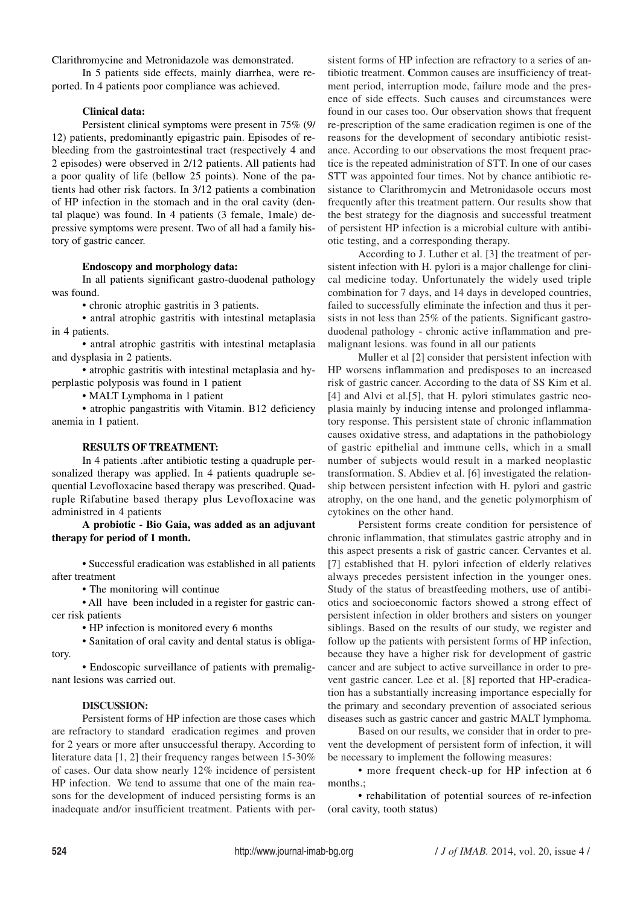Clarithromycine and Metronidazole was demonstrated.

In 5 patients side effects, mainly diarrhea, were reported. In 4 patients poor compliance was achieved.

**Clinical data:**

Persistent clinical symptoms were present in 75% (9/12) patients, predominantly epigastric pain. Episodes of re-bleeding from the gastrointestinal tract (respectively 4 and 2 episodes) were observed in 2/12 patients. All patients had a poor quality of life (bellow 25 points). None of the patients had other risk factors. In 3/12 patients a combination of HP infection in the stomach and in the oral cavity (dental plaque) was found. In 4 patients (3 female, 1male) depressive symptoms were present. Two of all had a family history of gastric cancer.

**Endoscopy and morphology data:**

In all patients significant gastro-duodenal pathology was found.

- chronic atrophic gastritis in 3 patients.
- antral atrophic gastritis with intestinal metaplasia in 4 patients.
- antral atrophic gastritis with intestinal metaplasia and dysplasia in 2 patients.
- atrophic gastritis with intestinal metaplasia and hyperplastic polyposis was found in 1 patient
- MALT Lymphoma in 1 patient
- atrophic pangastritis with Vitamin. B12 deficiency anemia in 1 patient.

**RESULTS OF TREATMENT:**

In 4 patients .after antibiotic testing a quadruple personalized therapy was applied. In 4 patients quadruple sequential Levofloxacine based therapy was prescribed. Quadruple Rifabutine based therapy plus Levofloxacine was administred in 4 patients

**A probiotic - Bio Gaia, was added as an adjuvant therapy for period of 1 month.**

- Successful eradication was established in all patients after treatment
- The monitoring will continue
- All have been included in a register for gastric cancer risk patients
- HP infection is monitored every 6 months
- Sanitation of oral cavity and dental status is obligatory.
- Endoscopic surveillance of patients with premalignant lesions was carried out.

**DISCUSSION:**

Persistent forms of HP infection are those cases which are refractory to standard eradication regimes and proven for 2 years or more after unsuccessful therapy. According to literature data [1, 2] their frequency ranges between 15-30% of cases. Our data show nearly 12% incidence of persistent HP infection. We tend to assume that one of the main reasons for the development of induced persisting forms is an inadequate and/or insufficient treatment. Patients with persistent forms of HP infection are refractory to a series of antibiotic treatment. **C**ommon causes are insufficiency of treatment period, interruption mode, failure mode and the presence of side effects. Such causes and circumstances were found in our cases too. Our observation shows that frequent re-prescription of the same eradication regimen is one of the reasons for the development of secondary antibiotic resistance. According to our observations the most frequent practice is the repeated administration of STT. In one of our cases STT was appointed four times. Not by chance antibiotic resistance to Clarithromycin and Metronidasole occurs most frequently after this treatment pattern. Our results show that the best strategy for the diagnosis and successful treatment of persistent HP infection is a microbial culture with antibiotic testing, and a corresponding therapy.

According to J. Luther et al. [3] the treatment of persistent infection with H. pylori is a major challenge for clinical medicine today. Unfortunately the widely used triple combination for 7 days, and 14 days in developed countries, failed to successfully eliminate the infection and thus it persists in not less than 25% of the patients. Significant gastroduodenal pathology - chronic active inflammation and premalignant lesions. was found in all our patients

Muller et al [2] consider that persistent infection with HP worsens inflammation and predisposes to an increased risk of gastric cancer. According to the data of SS Kim et al. [4] and Alvi et al.[5], that H. pylori stimulates gastric neoplasia mainly by inducing intense and prolonged inflammatory response. This persistent state of chronic inflammation causes oxidative stress, and adaptations in the pathobiology of gastric epithelial and immune cells, which in a small number of subjects would result in a marked neoplastic transformation. S. Abdiev et al. [6] investigated the relationship between persistent infection with H. pylori and gastric atrophy, on the one hand, and the genetic polymorphism of cytokines on the other hand.

Persistent forms create condition for persistence of chronic inflammation, that stimulates gastric atrophy and in this aspect presents a risk of gastric cancer. Cervantes et al. [7] established that H. pylori infection of elderly relatives always precedes persistent infection in the younger ones. Study of the status of breastfeeding mothers, use of antibiotics and socioeconomic factors showed a strong effect of persistent infection in older brothers and sisters on younger siblings. Based on the results of our study, we register and follow up the patients with persistent forms of HP infection, because they have a higher risk for development of gastric cancer and are subject to active surveillance in order to prevent gastric cancer. Lee et al. [8] reported that HP-eradication has a substantially increasing importance especially for the primary and secondary prevention of associated serious diseases such as gastric cancer and gastric MALT lymphoma.

Based on our results, we consider that in order to prevent the development of persistent form of infection, it will be necessary to implement the following measures:

- more frequent check-up for HP infection at 6 months.;
- rehabilitation of potential sources of re-infection (oral cavity, tooth status)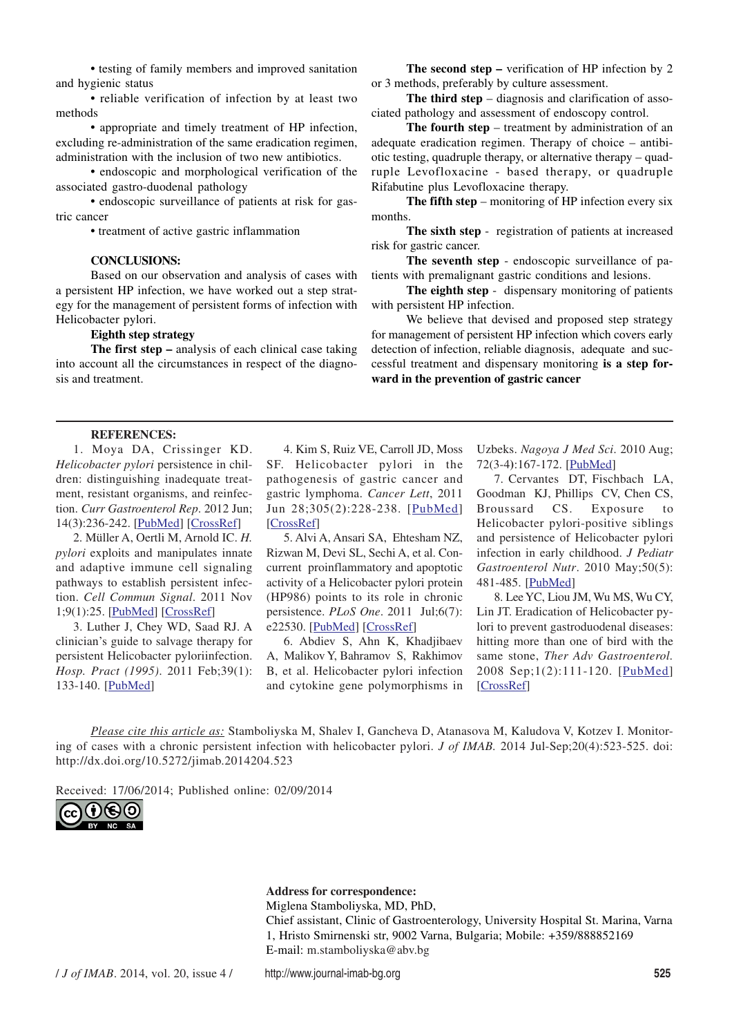• testing of family members and improved sanitation and hygienic status

• reliable verification of infection by at least two methods

• appropriate and timely treatment of HP infection, excluding re-administration of the same eradication regimen, administration with the inclusion of two new antibiotics.

• endoscopic and morphological verification of the associated gastro-duodenal pathology

• endoscopic surveillance of patients at risk for gastric cancer

• treatment of active gastric inflammation

## CONCLUSIONS:

Based on our observation and analysis of cases with a persistent HP infection, we have worked out a step strategy for the management of persistent forms of infection with Helicobacter pylori.

**Eighth step strategy**

**The first step –** analysis of each clinical case taking into account all the circumstances in respect of the diagnosis and treatment.

**The second step –** verification of HP infection by 2 or 3 methods, preferably by culture assessment.

**The third step** – diagnosis and clarification of associated pathology and assessment of endoscopy control.

**The fourth step** – treatment by administration of an adequate eradication regimen. Therapy of choice – antibiotic testing, quadruple therapy, or alternative therapy – quadruple Levofloxacine - based therapy, or quadruple Rifabutine plus Levofloxacine therapy.

**The fifth step** – monitoring of HP infection every six months.

**The sixth step** - registration of patients at increased risk for gastric cancer.

**The seventh step** - endoscopic surveillance of patients with premalignant gastric conditions and lesions.

**The eighth step** - dispensary monitoring of patients with persistent HP infection.

We believe that devised and proposed step strategy for management of persistent HP infection which covers early detection of infection, reliable diagnosis, adequate and successful treatment and dispensary monitoring **is a step forward in the prevention of gastric cancer**

## REFERENCES:

1. Moya DA, Crissinger KD. *Helicobacter pylori* persistence in children: distinguishing inadequate treatment, resistant organisms, and reinfection. *Curr Gastroenterol Rep*. 2012 Jun; 14(3):236-242. [PubMed] [CrossRef]

2. Müller A, Oertli M, Arnold IC. *H. pylori* exploits and manipulates innate and adaptive immune cell signaling pathways to establish persistent infection. *Cell Commun Signal*. 2011 Nov 1;9(1):25. [PubMed] [CrossRef]

3. Luther J, Chey WD, Saad RJ. A clinician's guide to salvage therapy for persistent Helicobacter pyloriinfection. *Hosp. Pract (1995)*. 2011 Feb;39(1): 133-140. [PubMed]

4. Kim S, Ruiz VE, Carroll JD, Moss SF. Helicobacter pylori in the pathogenesis of gastric cancer and gastric lymphoma. *Cancer Lett*, 2011 Jun 28;305(2):228-238. [PubMed] [CrossRef]

5. Alvi A, Ansari SA, Ehtesham NZ, Rizwan M, Devi SL, Sechi A, et al. Concurrent proinflammatory and apoptotic activity of a Helicobacter pylori protein (HP986) points to its role in chronic persistence. *PLoS One*. 2011 Jul;6(7): e22530. [PubMed] [CrossRef]

6. Abdiev S, Ahn K, Khadjibaev A, Malikov Y, Bahramov S, Rakhimov B, et al. Helicobacter pylori infection and cytokine gene polymorphisms in Uzbeks. *Nagoya J Med Sci*. 2010 Aug; 72(3-4):167-172. [PubMed]

7. Cervantes DT, Fischbach LA, Goodman KJ, Phillips CV, Chen CS, Broussard CS. Exposure to Helicobacter pylori-positive siblings and persistence of Helicobacter pylori infection in early childhood. *J Pediatr Gastroenterol Nutr*. 2010 May;50(5): 481-485. [PubMed]

8. Lee YC, Liou JM, Wu MS, Wu CY, Lin JT. Eradication of Helicobacter pylori to prevent gastroduodenal diseases: hitting more than one of bird with the same stone, *Ther Adv Gastroenterol.* 2008 Sep;1(2):111-120. [PubMed] [CrossRef]

Please cite this article as: Stamboliyska M, Shalev I, Gancheva D, Atanasova M, Kaludova V, Kotzev I. Monitoring of cases with a chronic persistent infection with helicobacter pylori. *J of IMAB.* 2014 Jul-Sep;20(4):523-525. doi: http://dx.doi.org/10.5272/jimab.2014204.523

Received: 17/06/2014; Published online: 02/09/2014

**Address for correspondence:**
Miglena Stamboliyska, MD, PhD,
Chief assistant, Clinic of Gastroenterology, University Hospital St. Marina, Varna
1, Hristo Smirnenski str, 9002 Varna, Bulgaria; Mobile: +359/888852169
E-mail: m.stamboliyska@abv.bg